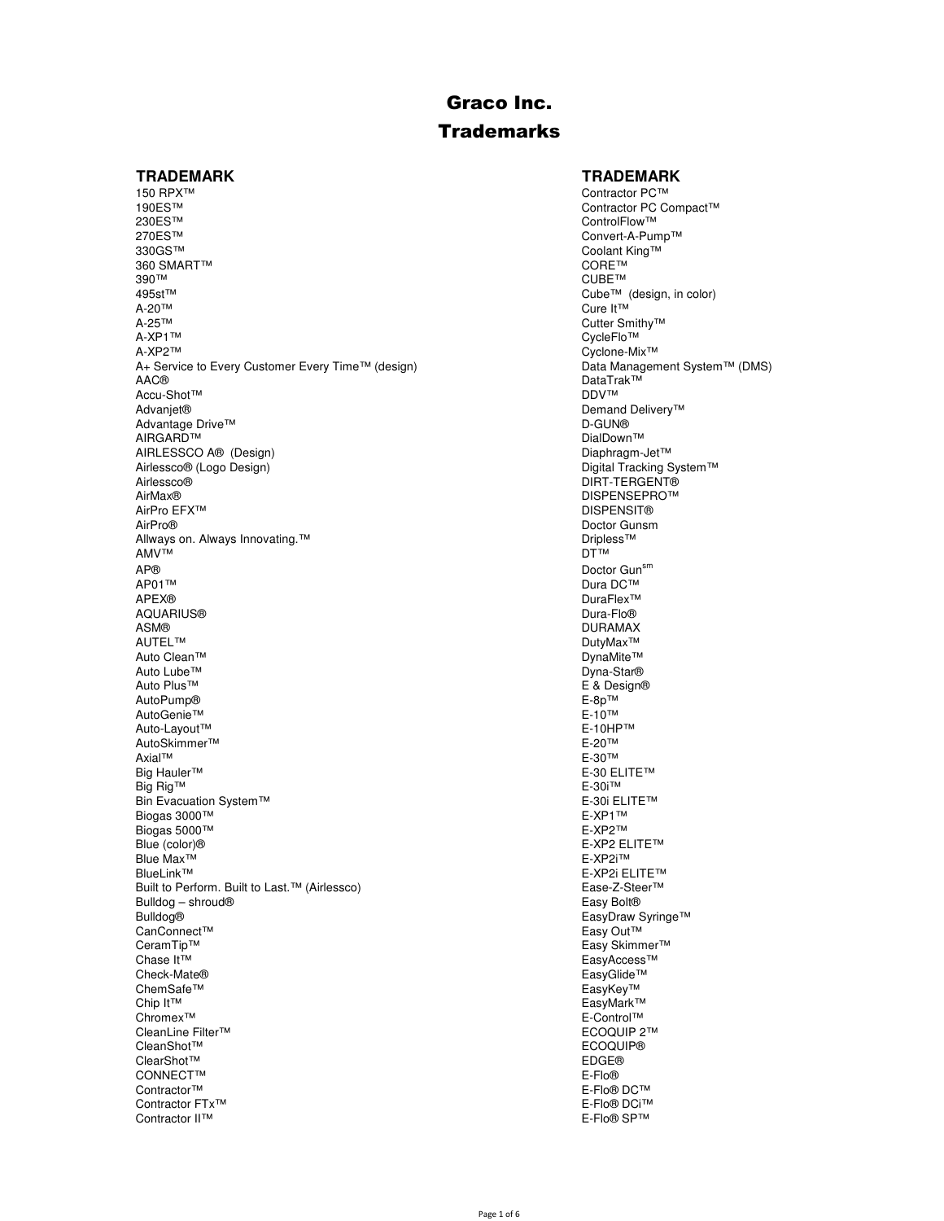# Graco Inc.
# Trademarks

**TRADEMARK**

150 RPX™
190ES™
230ES™
270ES™
330GS™
360 SMART™
390™
495st™
A-20™
A-25™
A-XP1™
A-XP2™
A+ Service to Every Customer Every Time™ (design)
AAC®
Accu-Shot™
Advanjet®
Advantage Drive™
AIRGARD™
AIRLESSCO A® (Design)
Airlessco® (Logo Design)
Airlessco®
AirMax®
AirPro EFX™
AirPro®
Allways on. Always Innovating.™
AMV™
AP®
AP01™
APEX®
AQUARIUS®
ASM®
AUTEL™
Auto Clean™
Auto Lube™
Auto Plus™
AutoPump®
AutoGenie™
Auto-Layout™
AutoSkimmer™
Axial™
Big Hauler™
Big Rig™
Bin Evacuation System™
Biogas 3000™
Biogas 5000™
Blue (color)®
Blue Max™
BlueLink™
Built to Perform. Built to Last.™ (Airlessco)
Bulldog – shroud®
Bulldog®
CanConnect™
CeramTip™
Chase It™
Check-Mate®
ChemSafe™
Chip It™
Chromex™
CleanLine Filter™
CleanShot™
ClearShot™
CONNECT™
Contractor™
Contractor FTx™
Contractor II™

**TRADEMARK**

Contractor PC™
Contractor PC Compact™
ControlFlow™
Convert-A-Pump™
Coolant King™
CORE™
CUBE™
Cube™ (design, in color)
Cure It™
Cutter Smithy™
CycleFlo™
Cyclone-Mix™
Data Management System™ (DMS)
DataTrak™
DDV™
Demand Delivery™
D-GUN®
DialDown™
Diaphragm-Jet™
Digital Tracking System™
DIRT-TERGENT®
DISPENSEPRO™
DISPENSIT®
Doctor Gunsm
Dripless™
DT™
Doctor Gun℠
Dura DC™
DuraFlex™
Dura-Flo®
DURAMAX
DutyMax™
DynaMite™
Dyna-Star®
E & Design®
E-8p™
E-10™
E-10HP™
E-20™
E-30™
E-30 ELITE™
E-30i™
E-30i ELITE™
E-XP1™
E-XP2™
E-XP2 ELITE™
E-XP2i™
E-XP2i ELITE™
Ease-Z-Steer™
Easy Bolt®
EasyDraw Syringe™
Easy Out™
Easy Skimmer™
EasyAccess™
EasyGlide™
EasyKey™
EasyMark™
E-Control™
ECOQUIP 2™
ECOQUIP®
EDGE®
E-Flo®
E-Flo® DC™
E-Flo® DCi™
E-Flo® SP™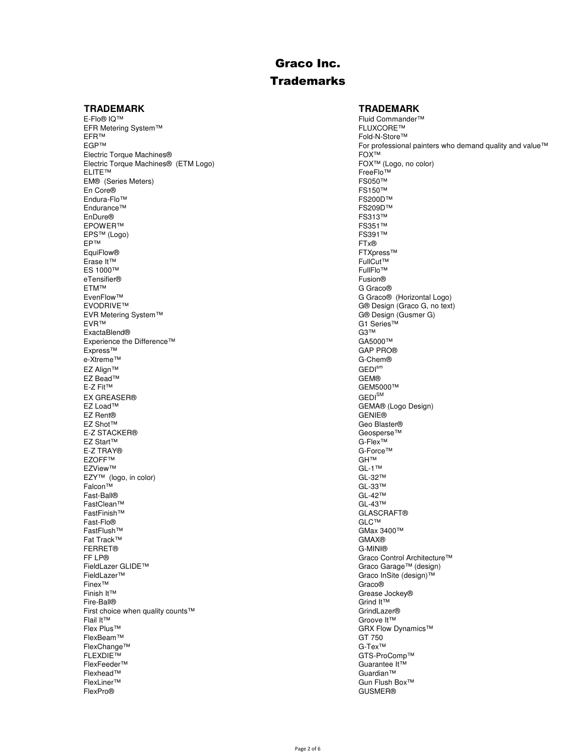# Graco Inc.
## Trademarks

**TRADEMARK**

E-Flo® IQ™
EFR Metering System™
EFR™
EGP™
Electric Torque Machines®
Electric Torque Machines® (ETM Logo)
ELITE™
EM® (Series Meters)
En Core®
Endura-Flo™
Endurance™
EnDure®
EPOWER™
EPS™ (Logo)
EP™
EquiFlow®
Erase It™
ES 1000™
eTensifier®
ETM™
EvenFlow™
EVODRIVE™
EVR Metering System™
EVR™
ExactaBlend®
Experience the Difference™
Express™
e-Xtreme™
EZ Align™
EZ Bead™
E-Z Fit™
EX GREASER®
EZ Load™
EZ Rent®
EZ Shot™
E-Z STACKER®
EZ Start™
E-Z TRAY®
EZOFF™
EZView™
EZY™ (logo, in color)
Falcon™
Fast-Ball®
FastClean™
FastFinish™
Fast-Flo®
FastFlush™
Fat Track™
FERRET®
FF LP®
FieldLazer GLIDE™
FieldLazer™
Finex™
Finish It™
Fire-Ball®
First choice when quality counts™
Flail It™
Flex Plus™
FlexBeam™
FlexChange™
FLEXDIE™
FlexFeeder™
Flexhead™
FlexLiner™
FlexPro®

**TRADEMARK**

Fluid Commander™
FLUXCORE™
Fold-N-Store™
For professional painters who demand quality and value™
FOX™
FOX™ (Logo, no color)
FreeFlo™
FS050™
FS150™
FS200D™
FS209D™
FS313™
FS351™
FS391™
FTx®
FTXpress™
FullCut™
FullFlo™
Fusion®
G Graco®
G Graco® (Horizontal Logo)
G® Design (Graco G, no text)
G® Design (Gusmer G)
G1 Series™
G3™
GA5000™
GAP PRO®
G-Chem®
GEDI^sm
GEM®
GEM5000™
GEDI^SM
GEMA® (Logo Design)
GENIE®
Geo Blaster®
Geosperse™
G-Flex™
G-Force™
GH™
GL-1™
GL-32™
GL-33™
GL-42™
GL-43™
GLASCRAFT®
GLC™
GMax 3400™
GMAX®
G-MINI®
Graco Control Architecture™
Graco Garage™ (design)
Graco InSite (design)™
Graco®
Grease Jockey®
Grind It™
GrindLazer®
Groove It™
GRX Flow Dynamics™
GT 750
G-Tex™
GTS-ProComp™
Guarantee It™
Guardian™
Gun Flush Box™
GUSMER®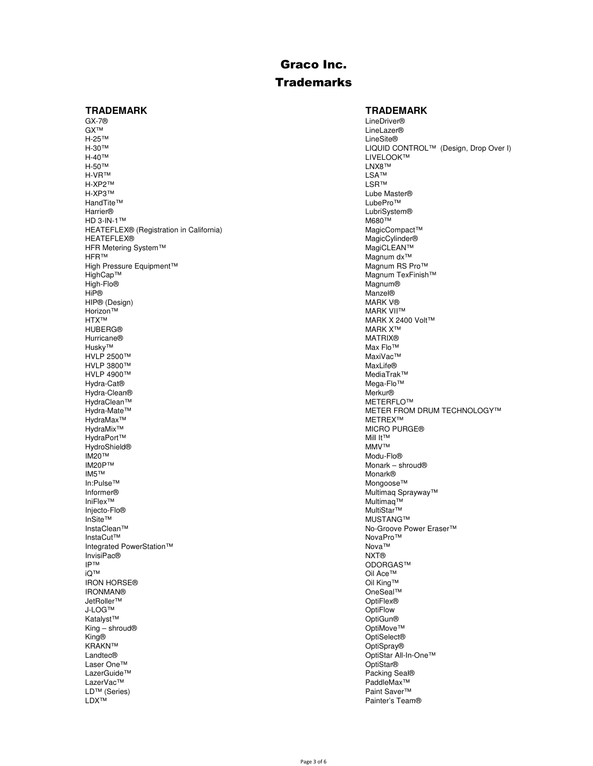# Graco Inc.
# Trademarks

| TRADEMARK |
| --- |
| GX-7® |
| GX™ |
| H-25™ |
| H-30™ |
| H-40™ |
| H-50™ |
| H-VR™ |
| H-XP2™ |
| H-XP3™ |
| HandTite™ |
| Harrier® |
| HD 3-IN-1™ |
| HEATEFLEX® (Registration in California) |
| HEATEFLEX® |
| HFR Metering System™ |
| HFR™ |
| High Pressure Equipment™ |
| HighCap™ |
| High-Flo® |
| HiP® |
| HIP® (Design) |
| Horizon™ |
| HTX™ |
| HUBERG® |
| Hurricane® |
| Husky™ |
| HVLP 2500™ |
| HVLP 3800™ |
| HVLP 4900™ |
| Hydra-Cat® |
| Hydra-Clean® |
| HydraClean™ |
| Hydra-Mate™ |
| HydraMax™ |
| HydraMix™ |
| HydraPort™ |
| HydroShield® |
| IM20™ |
| IM20P™ |
| IM5™ |
| In:Pulse™ |
| Informer® |
| IniFlex™ |
| Injecto-Flo® |
| InSite™ |
| InstaClean™ |
| InstaCut™ |
| Integrated PowerStation™ |
| InvisiPac® |
| IP™ |
| iQ™ |
| IRON HORSE® |
| IRONMAN® |
| JetRoller™ |
| J-LOG™ |
| Katalyst™ |
| King – shroud® |
| King® |
| KRAKN™ |
| Landtec® |
| Laser One™ |
| LazerGuide™ |
| LazerVac™ |
| LD™ (Series) |
| LDX™ |

| TRADEMARK |
| --- |
| LineDriver® |
| LineLazer® |
| LineSite® |
| LIQUID CONTROL™ (Design, Drop Over I) |
| LIVELOOK™ |
| LNX8™ |
| LSA™ |
| LSR™ |
| Lube Master® |
| LubePro™ |
| LubriSystem® |
| M680™ |
| MagicCompact™ |
| MagicCylinder® |
| MagiCLEAN™ |
| Magnum dx™ |
| Magnum RS Pro™ |
| Magnum TexFinish™ |
| Magnum® |
| Manzel® |
| MARK V® |
| MARK VII™ |
| MARK X 2400 Volt™ |
| MARK X™ |
| MATRIX® |
| Max Flo™ |
| MaxiVac™ |
| MaxLife® |
| MediaTrak™ |
| Mega-Flo™ |
| Merkur® |
| METERFLO™ |
| METER FROM DRUM TECHNOLOGY™ |
| METREX™ |
| MICRO PURGE® |
| Mill It™ |
| MMV™ |
| Modu-Flo® |
| Monark – shroud® |
| Monark® |
| Mongoose™ |
| Multimaq Sprayway™ |
| Multimaq™ |
| MultiStar™ |
| MUSTANG™ |
| No-Groove Power Eraser™ |
| NovaPro™ |
| Nova™ |
| NXT® |
| ODORGAS™ |
| Oil Ace™ |
| Oil King™ |
| OneSeal™ |
| OptiFlex® |
| OptiFlow |
| OptiGun® |
| OptiMove™ |
| OptiSelect® |
| OptiSpray® |
| OptiStar All-In-One™ |
| OptiStar® |
| Packing Seal® |
| PaddleMax™ |
| Paint Saver™ |
| Painter's Team® |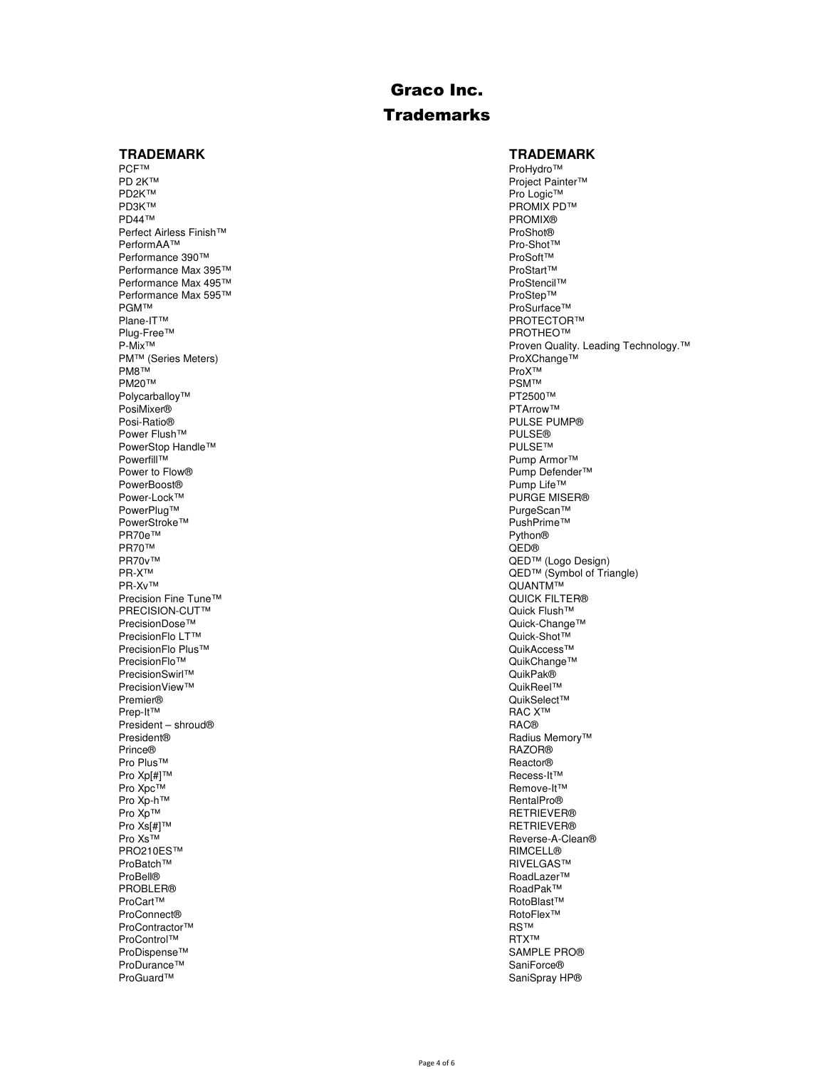# Graco Inc.

## Trademarks

**TRADEMARK**

PCF™
PD 2K™
PD2K™
PD3K™
PD44™
Perfect Airless Finish™
PerformAA™
Performance 390™
Performance Max 395™
Performance Max 495™
Performance Max 595™
PGM™
Plane-IT™
Plug-Free™
P-Mix™
PM™ (Series Meters)
PM8™
PM20™
Polycarballoy™
PosiMixer®
Posi-Ratio®
Power Flush™
PowerStop Handle™
Powerfill™
Power to Flow®
PowerBoost®
Power-Lock™
PowerPlug™
PowerStroke™
PR70e™
PR70™
PR70v™
PR-X™
PR-Xv™
Precision Fine Tune™
PRECISION-CUT™
PrecisionDose™
PrecisionFlo LT™
PrecisionFlo Plus™
PrecisionFlo™
PrecisionSwirl™
PrecisionView™
Premier®
Prep-It™
President – shroud®
President®
Prince®
Pro Plus™
Pro Xp[#]™
Pro Xpc™
Pro Xp-h™
Pro Xp™
Pro Xs[#]™
Pro Xs™
PRO210ES™
ProBatch™
ProBell®
PROBLER®
ProCart™
ProConnect®
ProContractor™
ProControl™
ProDispense™
ProDurance™
ProGuard™

**TRADEMARK**

ProHydro™
Project Painter™
Pro Logic™
PROMIX PD™
PROMIX®
ProShot®
Pro-Shot™
ProSoft™
ProStart™
ProStencil™
ProStep™
ProSurface™
PROTECTOR™
PROTHEO™
Proven Quality. Leading Technology.™
ProXChange™
ProX™
PSM™
PT2500™
PTArrow™
PULSE PUMP®
PULSE®
PULSE™
Pump Armor™
Pump Defender™
Pump Life™
PURGE MISER®
PurgeScan™
PushPrime™
Python®
QED®
QED™ (Logo Design)
QED™ (Symbol of Triangle)
QUANTM™
QUICK FILTER®
Quick Flush™
Quick-Change™
Quick-Shot™
QuikAccess™
QuikChange™
QuikPak®
QuikReel™
QuikSelect™
RAC X™
RAC®
Radius Memory™
RAZOR®
Reactor®
Recess-It™
Remove-It™
RentalPro®
RETRIEVER®
RETRIEVER®
Reverse-A-Clean®
RIMCELL®
RIVELGAS™
RoadLazer™
RoadPak™
RotoBlast™
RotoFlex™
RS™
RTX™
SAMPLE PRO®
SaniForce®
SaniSpray HP®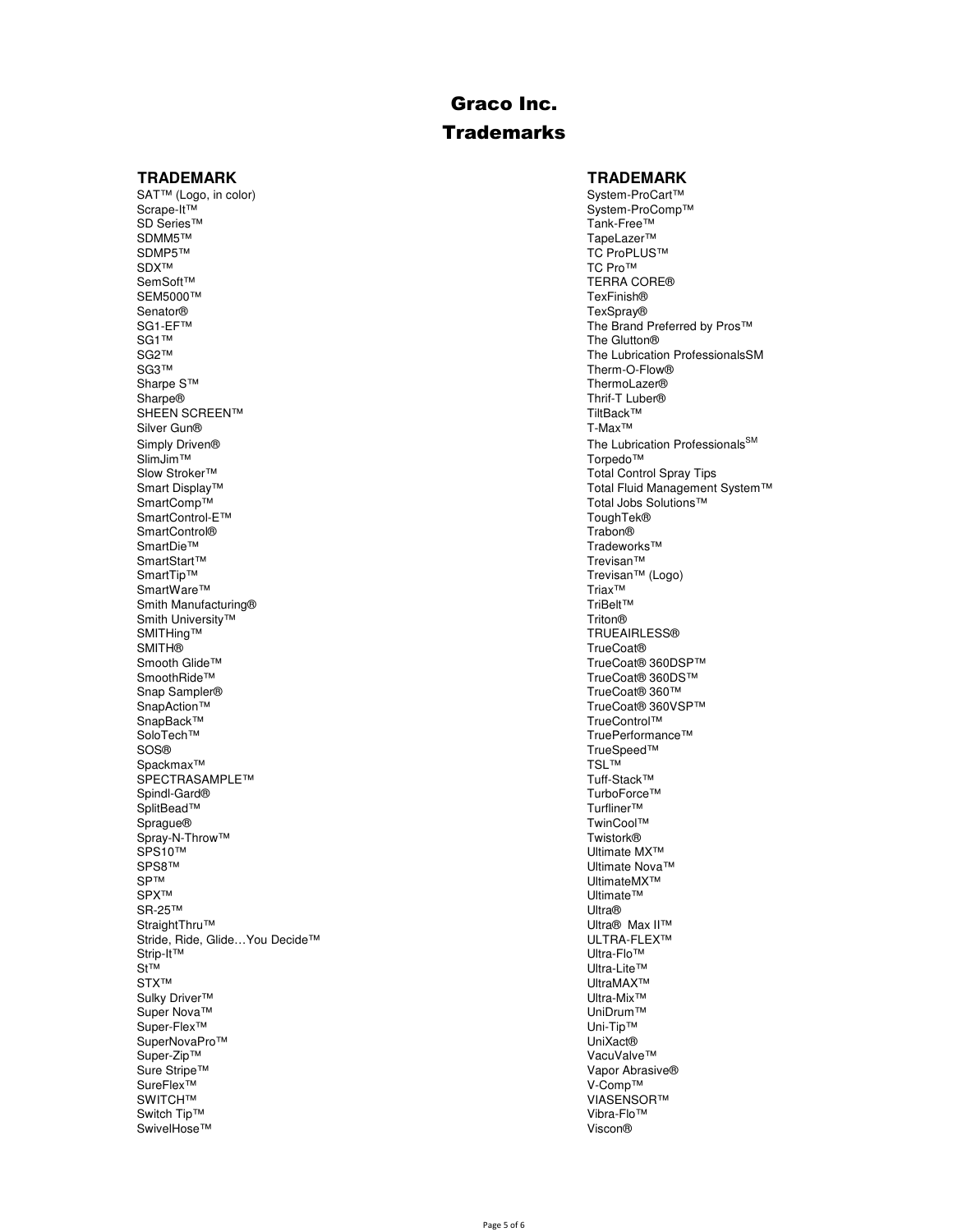# Graco Inc.
## Trademarks

**TRADEMARK**

SAT™ (Logo, in color)
Scrape-It™
SD Series™
SDMM5™
SDMP5™
SDX™
SemSoft™
SEM5000™
Senator®
SG1-EF™
SG1™
SG2™
SG3™
Sharpe S™
Sharpe®
SHEEN SCREEN™
Silver Gun®
Simply Driven®
SlimJim™
Slow Stroker™
Smart Display™
SmartComp™
SmartControl-E™
SmartControl®
SmartDie™
SmartStart™
SmartTip™
SmartWare™
Smith Manufacturing®
Smith University™
SMITHing™
SMITH®
Smooth Glide™
SmoothRide™
Snap Sampler®
SnapAction™
SnapBack™
SoloTech™
SOS®
Spackmax™
SPECTRASAMPLE™
Spindl-Gard®
SplitBead™
Sprague®
Spray-N-Throw™
SPS10™
SPS8™
SP™
SPX™
SR-25™
StraightThru™
Stride, Ride, Glide…You Decide™
Strip-It™
St™
STX™
Sulky Driver™
Super Nova™
Super-Flex™
SuperNovaPro™
Super-Zip™
Sure Stripe™
SureFlex™
SWITCH™
Switch Tip™
SwivelHose™

**TRADEMARK**

System-ProCart™
System-ProComp™
Tank-Free™
TapeLazer™
TC ProPLUS™
TC Pro™
TERRA CORE®
TexFinish®
TexSpray®
The Brand Preferred by Pros™
The Glutton®
The Lubrication ProfessionalsSM
Therm-O-Flow®
ThermoLazer®
Thrif-T Luber®
TiltBack™
T-Max™
The Lubrication Professionals℠
Torpedo™
Total Control Spray Tips
Total Fluid Management System™
Total Jobs Solutions™
ToughTek®
Trabon®
Tradeworks™
Trevisan™
Trevisan™ (Logo)
Triax™
TriBelt™
Triton®
TRUEAIRLESS®
TrueCoat®
TrueCoat® 360DSP™
TrueCoat® 360DS™
TrueCoat® 360™
TrueCoat® 360VSP™
TrueControl™
TruePerformance™
TrueSpeed™
TSL™
Tuff-Stack™
TurboForce™
Turfliner™
TwinCool™
Twistork®
Ultimate MX™
Ultimate Nova™
UltimateMX™
Ultimate™
Ultra®
Ultra® Max II™
ULTRA-FLEX™
Ultra-Flo™
Ultra-Lite™
UltraMAX™
Ultra-Mix™
UniDrum™
Uni-Tip™
UniXact®
VacuValve™
Vapor Abrasive®
V-Comp™
VIASENSOR™
Vibra-Flo™
Viscon®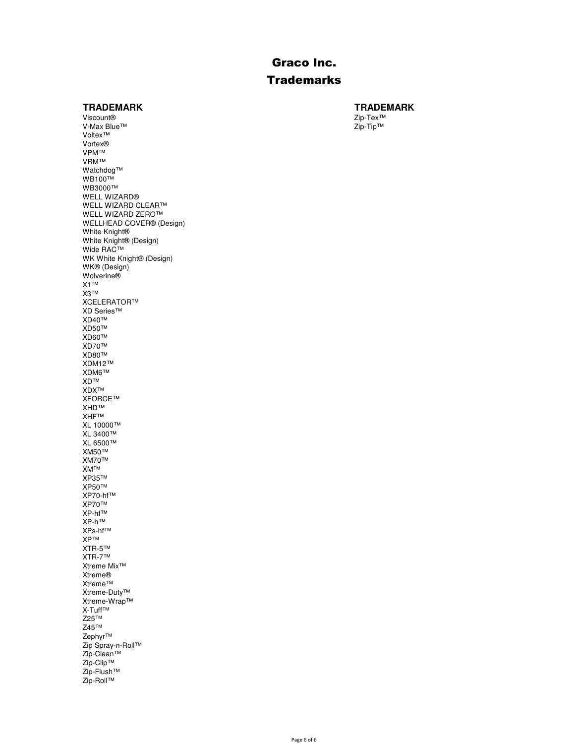# Graco Inc.
## Trademarks

**TRADEMARK**

Viscount®
V-Max Blue™
Voltex™
Vortex®
VPM™
VRM™
Watchdog™
WB100™
WB3000™
WELL WIZARD®
WELL WIZARD CLEAR™
WELL WIZARD ZERO™
WELLHEAD COVER® (Design)
White Knight®
White Knight® (Design)
Wide RAC™
WK White Knight® (Design)
WK® (Design)
Wolverine®
X1™
X3™
XCELERATOR™
XD Series™
XD40™
XD50™
XD60™
XD70™
XD80™
XDM12™
XDM6™
XD™
XDX™
XFORCE™
XHD™
XHF™
XL 10000™
XL 3400™
XL 6500™
XM50™
XM70™
XM™
XP35™
XP50™
XP70-hf™
XP70™
XP-hf™
XP-h™
XPs-hf™
XP™
XTR-5™
XTR-7™
Xtreme Mix™
Xtreme®
Xtreme™
Xtreme-Duty™
Xtreme-Wrap™
X-Tuff™
Z25™
Z45™
Zephyr™
Zip Spray-n-Roll™
Zip-Clean™
Zip-Clip™
Zip-Flush™
Zip-Roll™

**TRADEMARK**

Zip-Tex™
Zip-Tip™